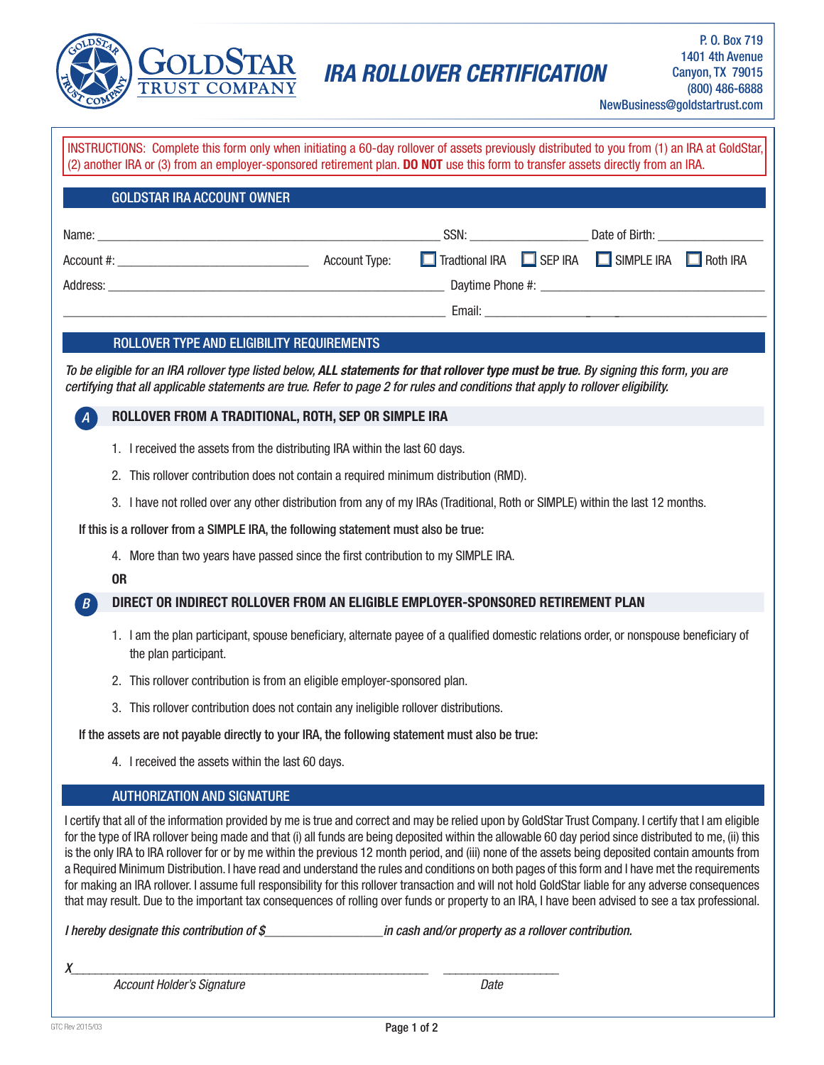GoldStar Trust Company

P. O. Box 719
1401 4th Avenue
Canyon, TX 79015
(800) 486-6888
NewBusiness@goldstartrust.com

# IRA ROLLOVER CERTIFICATION

INSTRUCTIONS: Complete this form only when initiating a 60-day rollover of assets previously distributed to you from (1) an IRA at GoldStar, (2) another IRA or (3) from an employer-sponsored retirement plan. **DO NOT** use this form to transfer assets directly from an IRA.

## GOLDSTAR IRA ACCOUNT OWNER

Name: ______________________ SSN: ______________ Date of Birth: ______________

Account #: ______________________ Account Type: ☐ Tradtional IRA ☐ SEP IRA ☐ SIMPLE IRA ☐ Roth IRA

Address: ______________________ Daytime Phone #: ______________________

______________________ Email: ______________________

## ROLLOVER TYPE AND ELIGIBILITY REQUIREMENTS

*To be eligible for an IRA rollover type listed below, **ALL statements for that rollover type must be true.** By signing this form, you are certifying that all applicable statements are true. Refer to page 2 for rules and conditions that apply to rollover eligibility.*

### A ROLLOVER FROM A TRADITIONAL, ROTH, SEP OR SIMPLE IRA

1. I received the assets from the distributing IRA within the last 60 days.
2. This rollover contribution does not contain a required minimum distribution (RMD).
3. I have not rolled over any other distribution from any of my IRAs (Traditional, Roth or SIMPLE) within the last 12 months.

If this is a rollover from a SIMPLE IRA, the following statement must also be true:

4. More than two years have passed since the first contribution to my SIMPLE IRA.

**OR**

### B DIRECT OR INDIRECT ROLLOVER FROM AN ELIGIBLE EMPLOYER-SPONSORED RETIREMENT PLAN

1. I am the plan participant, spouse beneficiary, alternate payee of a qualified domestic relations order, or nonspouse beneficiary of the plan participant.
2. This rollover contribution is from an eligible employer-sponsored plan.
3. This rollover contribution does not contain any ineligible rollover distributions.

If the assets are not payable directly to your IRA, the following statement must also be true:

4. I received the assets within the last 60 days.

## AUTHORIZATION AND SIGNATURE

I certify that all of the information provided by me is true and correct and may be relied upon by GoldStar Trust Company. I certify that I am eligible for the type of IRA rollover being made and that (i) all funds are being deposited within the allowable 60 day period since distributed to me, (ii) this is the only IRA to IRA rollover for or by me within the previous 12 month period, and (iii) none of the assets being deposited contain amounts from a Required Minimum Distribution. I have read and understand the rules and conditions on both pages of this form and I have met the requirements for making an IRA rollover. I assume full responsibility for this rollover transaction and will not hold GoldStar liable for any adverse consequences that may result. Due to the important tax consequences of rolling over funds or property to an IRA, I have been advised to see a tax professional.

*I hereby designate this contribution of $______________ in cash and/or property as a rollover contribution.*

X______________________________ ______________

*Account Holder's Signature* *Date*

GTC Rev 2015/03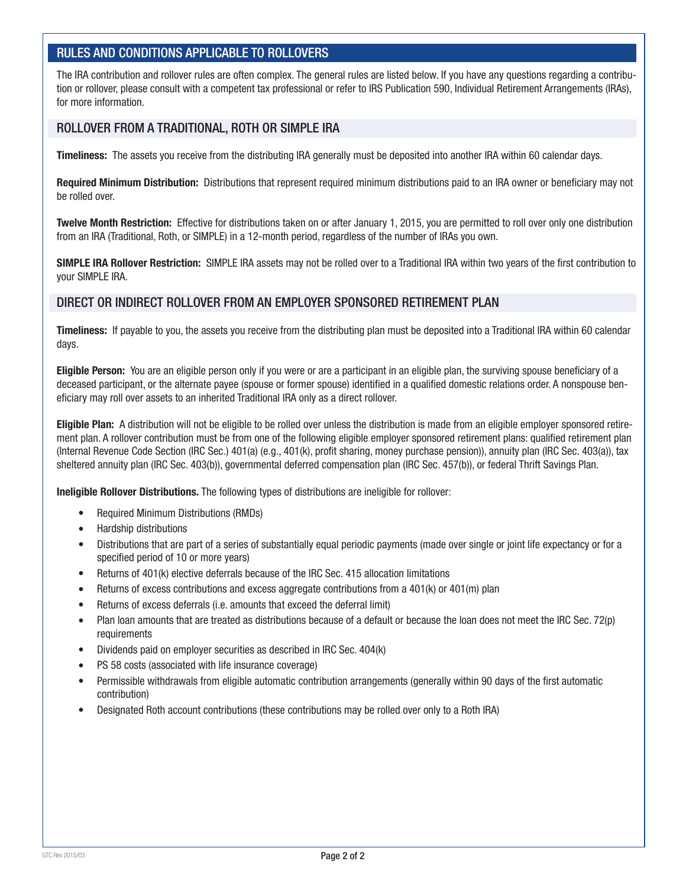## RULES AND CONDITIONS APPLICABLE TO ROLLOVERS

The IRA contribution and rollover rules are often complex. The general rules are listed below. If you have any questions regarding a contribution or rollover, please consult with a competent tax professional or refer to IRS Publication 590, Individual Retirement Arrangements (IRAs), for more information.

### ROLLOVER FROM A TRADITIONAL, ROTH OR SIMPLE IRA

**Timeliness:** The assets you receive from the distributing IRA generally must be deposited into another IRA within 60 calendar days.

**Required Minimum Distribution:** Distributions that represent required minimum distributions paid to an IRA owner or beneficiary may not be rolled over.

**Twelve Month Restriction:** Effective for distributions taken on or after January 1, 2015, you are permitted to roll over only one distribution from an IRA (Traditional, Roth, or SIMPLE) in a 12-month period, regardless of the number of IRAs you own.

**SIMPLE IRA Rollover Restriction:** SIMPLE IRA assets may not be rolled over to a Traditional IRA within two years of the first contribution to your SIMPLE IRA.

### DIRECT OR INDIRECT ROLLOVER FROM AN EMPLOYER SPONSORED RETIREMENT PLAN

**Timeliness:** If payable to you, the assets you receive from the distributing plan must be deposited into a Traditional IRA within 60 calendar days.

**Eligible Person:** You are an eligible person only if you were or are a participant in an eligible plan, the surviving spouse beneficiary of a deceased participant, or the alternate payee (spouse or former spouse) identified in a qualified domestic relations order. A nonspouse beneficiary may roll over assets to an inherited Traditional IRA only as a direct rollover.

**Eligible Plan:** A distribution will not be eligible to be rolled over unless the distribution is made from an eligible employer sponsored retirement plan. A rollover contribution must be from one of the following eligible employer sponsored retirement plans: qualified retirement plan (Internal Revenue Code Section (IRC Sec.) 401(a) (e.g., 401(k), profit sharing, money purchase pension)), annuity plan (IRC Sec. 403(a)), tax sheltered annuity plan (IRC Sec. 403(b)), governmental deferred compensation plan (IRC Sec. 457(b)), or federal Thrift Savings Plan.

**Ineligible Rollover Distributions.** The following types of distributions are ineligible for rollover:

- Required Minimum Distributions (RMDs)
- Hardship distributions
- Distributions that are part of a series of substantially equal periodic payments (made over single or joint life expectancy or for a specified period of 10 or more years)
- Returns of 401(k) elective deferrals because of the IRC Sec. 415 allocation limitations
- Returns of excess contributions and excess aggregate contributions from a 401(k) or 401(m) plan
- Returns of excess deferrals (i.e. amounts that exceed the deferral limit)
- Plan loan amounts that are treated as distributions because of a default or because the loan does not meet the IRC Sec. 72(p) requirements
- Dividends paid on employer securities as described in IRC Sec. 404(k)
- PS 58 costs (associated with life insurance coverage)
- Permissible withdrawals from eligible automatic contribution arrangements (generally within 90 days of the first automatic contribution)
- Designated Roth account contributions (these contributions may be rolled over only to a Roth IRA)

GTC Rev 2015/03